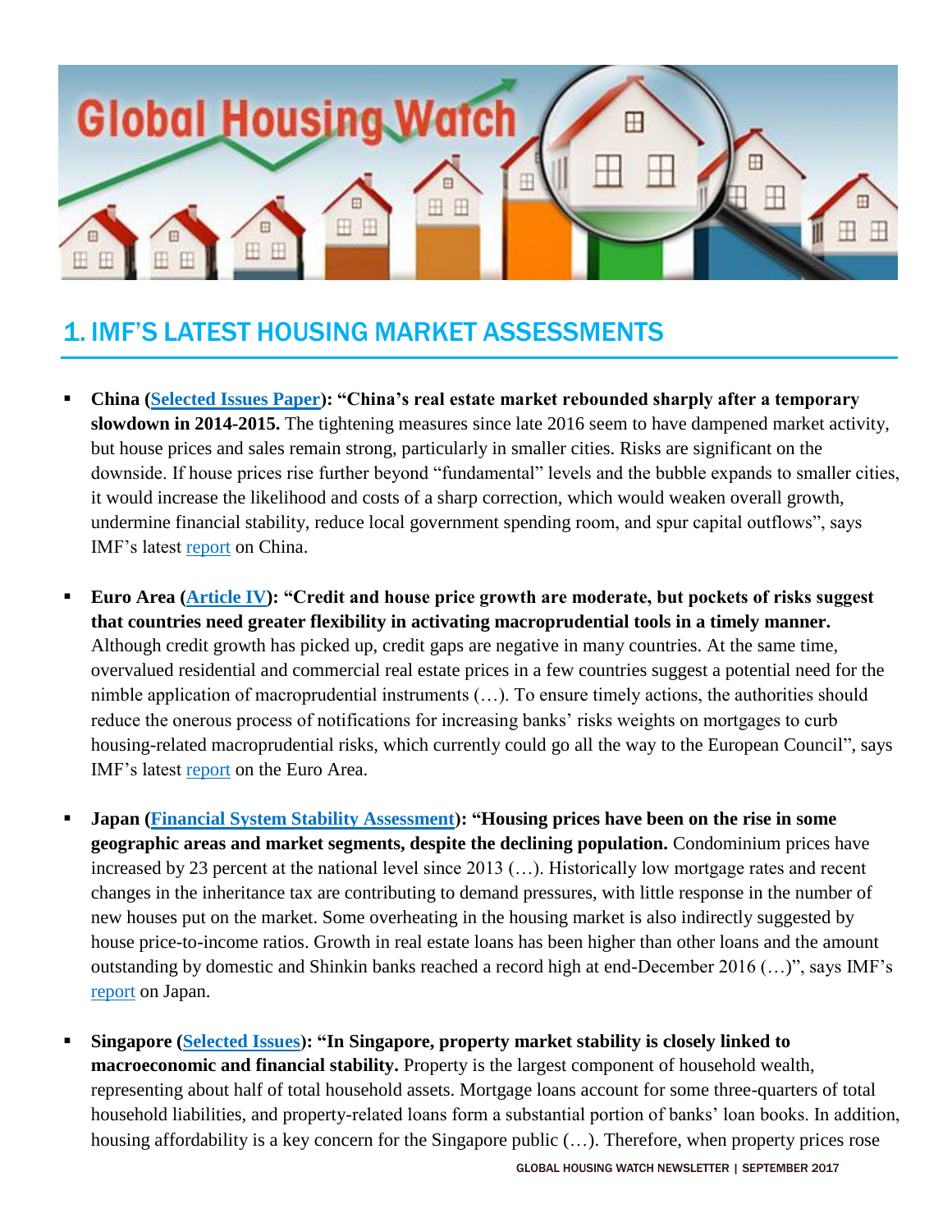# 1. IMF'S LATEST HOUSING MARKET ASSESSMENTS

- **China (Selected Issues Paper): "China's real estate market rebounded sharply after a temporary slowdown in 2014-2015.** The tightening measures since late 2016 seem to have dampened market activity, but house prices and sales remain strong, particularly in smaller cities. Risks are significant on the downside. If house prices rise further beyond "fundamental" levels and the bubble expands to smaller cities, it would increase the likelihood and costs of a sharp correction, which would weaken overall growth, undermine financial stability, reduce local government spending room, and spur capital outflows", says IMF's latest report on China.

- **Euro Area (Article IV): "Credit and house price growth are moderate, but pockets of risks suggest that countries need greater flexibility in activating macroprudential tools in a timely manner.** Although credit growth has picked up, credit gaps are negative in many countries. At the same time, overvalued residential and commercial real estate prices in a few countries suggest a potential need for the nimble application of macroprudential instruments (…). To ensure timely actions, the authorities should reduce the onerous process of notifications for increasing banks' risks weights on mortgages to curb housing-related macroprudential risks, which currently could go all the way to the European Council", says IMF's latest report on the Euro Area.

- **Japan (Financial System Stability Assessment): "Housing prices have been on the rise in some geographic areas and market segments, despite the declining population.** Condominium prices have increased by 23 percent at the national level since 2013 (…). Historically low mortgage rates and recent changes in the inheritance tax are contributing to demand pressures, with little response in the number of new houses put on the market. Some overheating in the housing market is also indirectly suggested by house price-to-income ratios. Growth in real estate loans has been higher than other loans and the amount outstanding by domestic and Shinkin banks reached a record high at end-December 2016 (…)", says IMF's report on Japan.

- **Singapore (Selected Issues): "In Singapore, property market stability is closely linked to macroeconomic and financial stability.** Property is the largest component of household wealth, representing about half of total household assets. Mortgage loans account for some three-quarters of total household liabilities, and property-related loans form a substantial portion of banks' loan books. In addition, housing affordability is a key concern for the Singapore public (…). Therefore, when property prices rose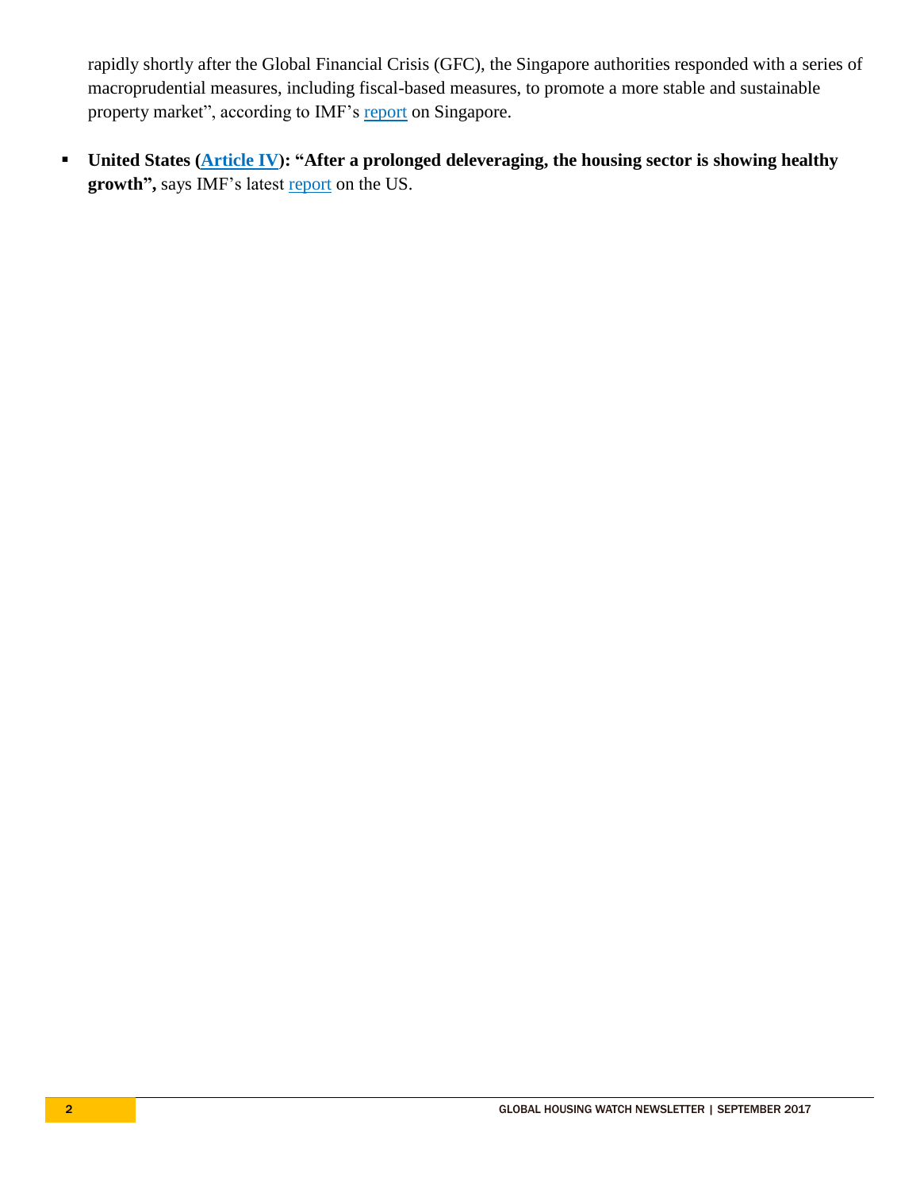rapidly shortly after the Global Financial Crisis (GFC), the Singapore authorities responded with a series of macroprudential measures, including fiscal-based measures, to promote a more stable and sustainable property market", according to IMF's report on Singapore.

- **United States (Article IV): "After a prolonged deleveraging, the housing sector is showing healthy growth",** says IMF's latest report on the US.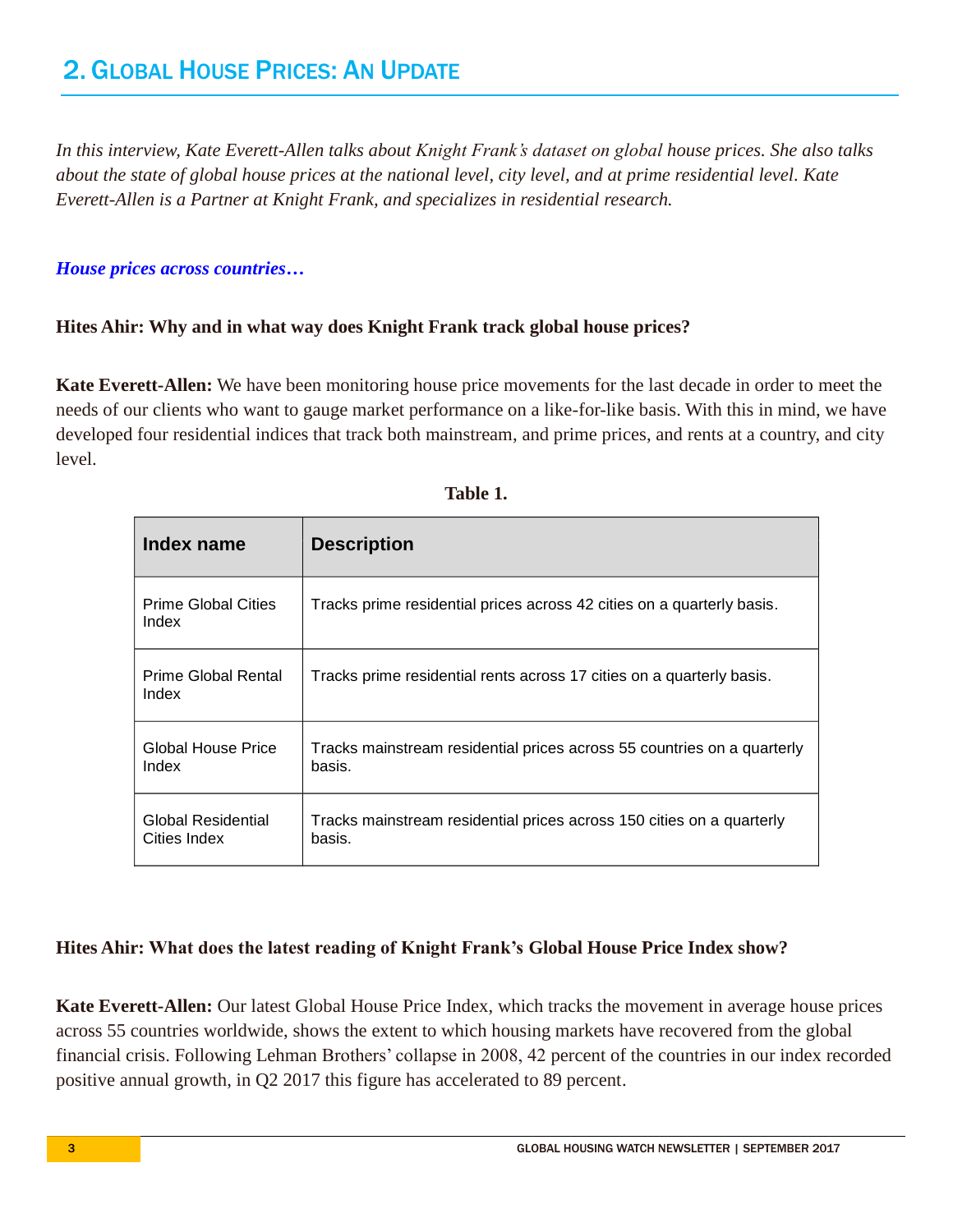## 2. Global House Prices: An Update

*In this interview, Kate Everett-Allen talks about Knight Frank's dataset on global house prices. She also talks about the state of global house prices at the national level, city level, and at prime residential level. Kate Everett-Allen is a Partner at Knight Frank, and specializes in residential research.*

***House prices across countries…***

**Hites Ahir: Why and in what way does Knight Frank track global house prices?**

**Kate Everett-Allen:** We have been monitoring house price movements for the last decade in order to meet the needs of our clients who want to gauge market performance on a like-for-like basis. With this in mind, we have developed four residential indices that track both mainstream, and prime prices, and rents at a country, and city level.

**Table 1.**

| Index name | Description |
|---|---|
| Prime Global Cities Index | Tracks prime residential prices across 42 cities on a quarterly basis. |
| Prime Global Rental Index | Tracks prime residential rents across 17 cities on a quarterly basis. |
| Global House Price Index | Tracks mainstream residential prices across 55 countries on a quarterly basis. |
| Global Residential Cities Index | Tracks mainstream residential prices across 150 cities on a quarterly basis. |

**Hites Ahir: What does the latest reading of Knight Frank's Global House Price Index show?**

**Kate Everett-Allen:** Our latest Global House Price Index, which tracks the movement in average house prices across 55 countries worldwide, shows the extent to which housing markets have recovered from the global financial crisis. Following Lehman Brothers' collapse in 2008, 42 percent of the countries in our index recorded positive annual growth, in Q2 2017 this figure has accelerated to 89 percent.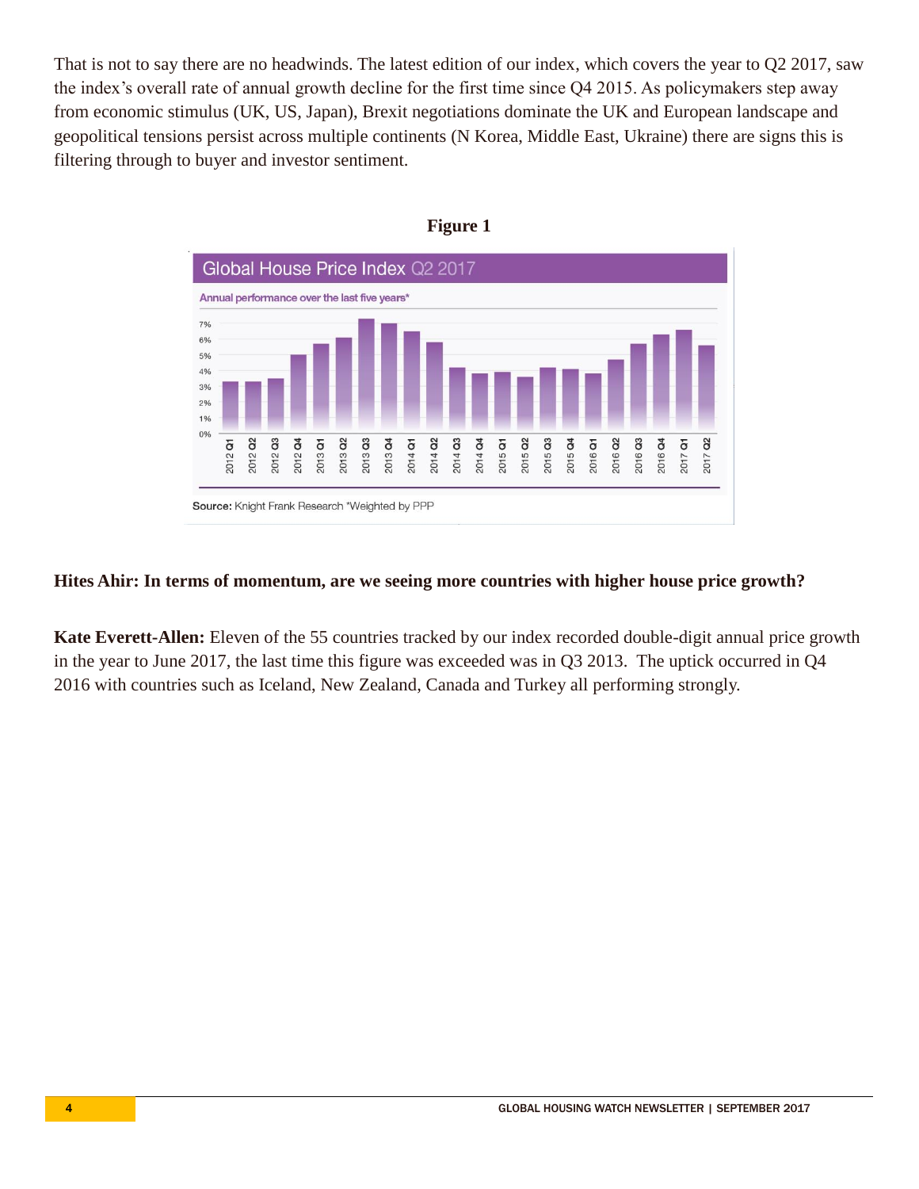That is not to say there are no headwinds. The latest edition of our index, which covers the year to Q2 2017, saw the index's overall rate of annual growth decline for the first time since Q4 2015. As policymakers step away from economic stimulus (UK, US, Japan), Brexit negotiations dominate the UK and European landscape and geopolitical tensions persist across multiple continents (N Korea, Middle East, Ukraine) there are signs this is filtering through to buyer and investor sentiment.

**Figure 1**

Global House Price Index Q2 2017

Annual performance over the last five years*

Source: Knight Frank Research *Weighted by PPP

**Hites Ahir: In terms of momentum, are we seeing more countries with higher house price growth?**

**Kate Everett-Allen:** Eleven of the 55 countries tracked by our index recorded double-digit annual price growth in the year to June 2017, the last time this figure was exceeded was in Q3 2013. The uptick occurred in Q4 2016 with countries such as Iceland, New Zealand, Canada and Turkey all performing strongly.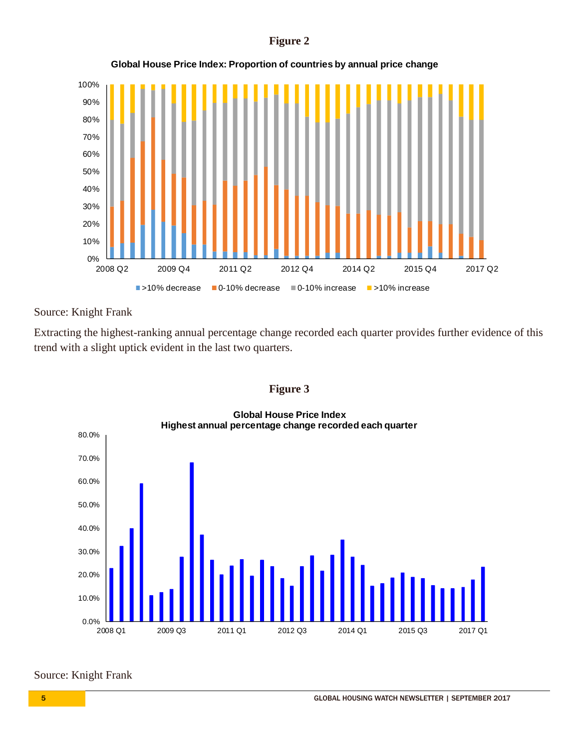**Figure 2**

Global House Price Index: Proportion of countries by annual price change

Source: Knight Frank

Extracting the highest-ranking annual percentage change recorded each quarter provides further evidence of this trend with a slight uptick evident in the last two quarters.

**Figure 3**

Global House Price Index
Highest annual percentage change recorded each quarter

Source: Knight Frank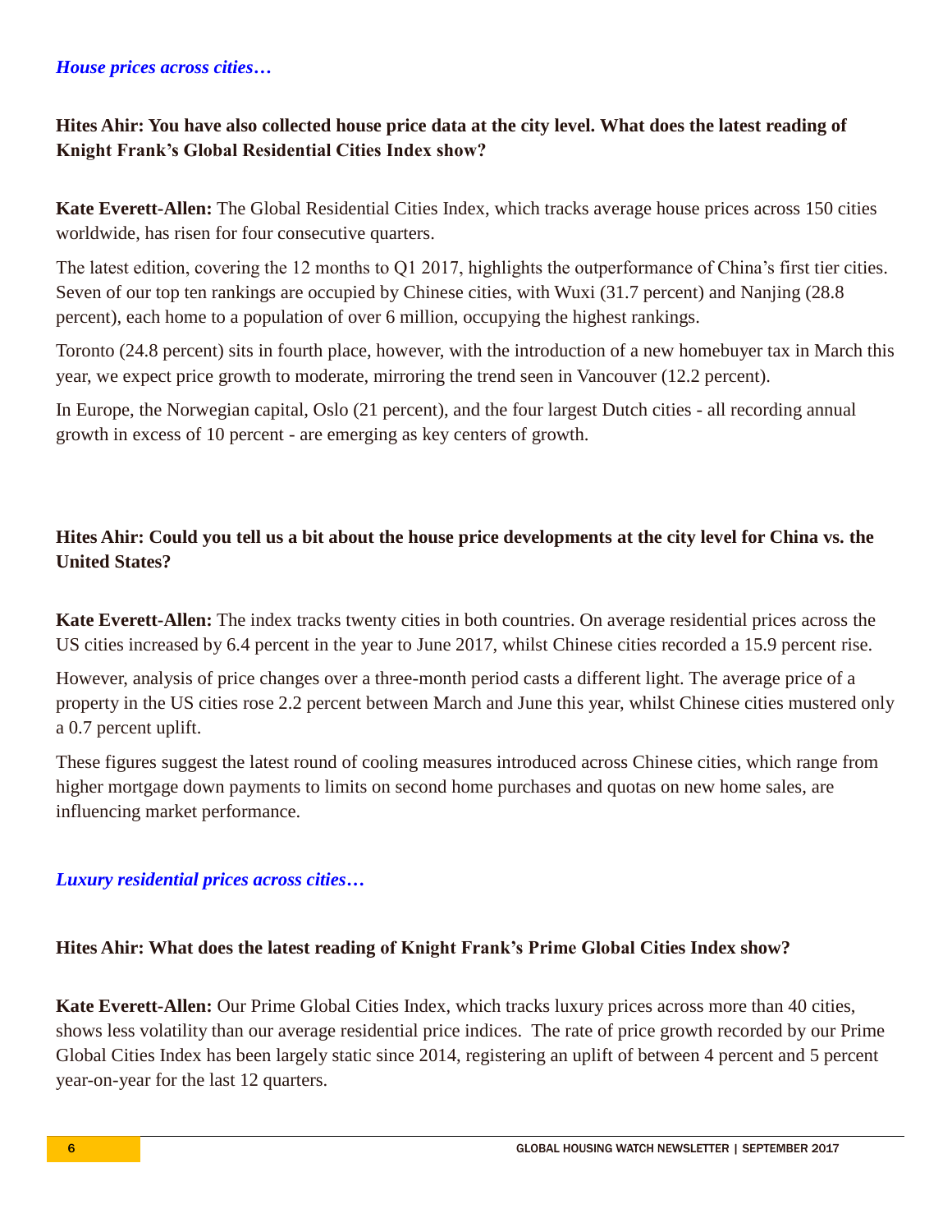*House prices across cities…*

**Hites Ahir: You have also collected house price data at the city level. What does the latest reading of Knight Frank's Global Residential Cities Index show?**

**Kate Everett-Allen:** The Global Residential Cities Index, which tracks average house prices across 150 cities worldwide, has risen for four consecutive quarters.

The latest edition, covering the 12 months to Q1 2017, highlights the outperformance of China's first tier cities. Seven of our top ten rankings are occupied by Chinese cities, with Wuxi (31.7 percent) and Nanjing (28.8 percent), each home to a population of over 6 million, occupying the highest rankings.

Toronto (24.8 percent) sits in fourth place, however, with the introduction of a new homebuyer tax in March this year, we expect price growth to moderate, mirroring the trend seen in Vancouver (12.2 percent).

In Europe, the Norwegian capital, Oslo (21 percent), and the four largest Dutch cities - all recording annual growth in excess of 10 percent - are emerging as key centers of growth.

**Hites Ahir: Could you tell us a bit about the house price developments at the city level for China vs. the United States?**

**Kate Everett-Allen:** The index tracks twenty cities in both countries. On average residential prices across the US cities increased by 6.4 percent in the year to June 2017, whilst Chinese cities recorded a 15.9 percent rise.

However, analysis of price changes over a three-month period casts a different light. The average price of a property in the US cities rose 2.2 percent between March and June this year, whilst Chinese cities mustered only a 0.7 percent uplift.

These figures suggest the latest round of cooling measures introduced across Chinese cities, which range from higher mortgage down payments to limits on second home purchases and quotas on new home sales, are influencing market performance.

*Luxury residential prices across cities…*

**Hites Ahir: What does the latest reading of Knight Frank's Prime Global Cities Index show?**

**Kate Everett-Allen:** Our Prime Global Cities Index, which tracks luxury prices across more than 40 cities, shows less volatility than our average residential price indices. The rate of price growth recorded by our Prime Global Cities Index has been largely static since 2014, registering an uplift of between 4 percent and 5 percent year-on-year for the last 12 quarters.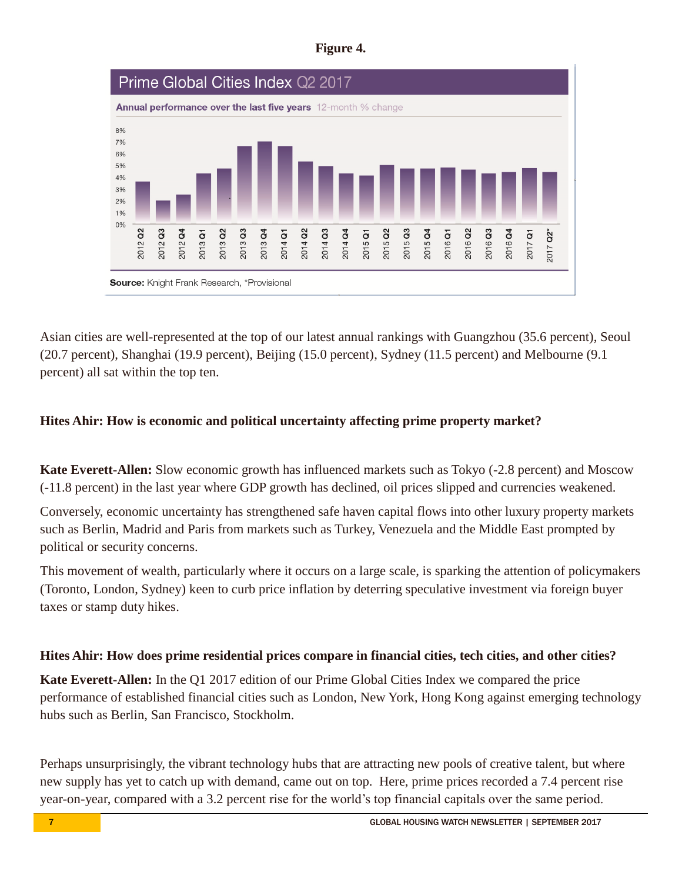**Figure 4.**

Prime Global Cities Index Q2 2017

Annual performance over the last five years 12-month % change

Source: Knight Frank Research, *Provisional

Asian cities are well-represented at the top of our latest annual rankings with Guangzhou (35.6 percent), Seoul (20.7 percent), Shanghai (19.9 percent), Beijing (15.0 percent), Sydney (11.5 percent) and Melbourne (9.1 percent) all sat within the top ten.

**Hites Ahir: How is economic and political uncertainty affecting prime property market?**

**Kate Everett-Allen:** Slow economic growth has influenced markets such as Tokyo (-2.8 percent) and Moscow (-11.8 percent) in the last year where GDP growth has declined, oil prices slipped and currencies weakened.

Conversely, economic uncertainty has strengthened safe haven capital flows into other luxury property markets such as Berlin, Madrid and Paris from markets such as Turkey, Venezuela and the Middle East prompted by political or security concerns.

This movement of wealth, particularly where it occurs on a large scale, is sparking the attention of policymakers (Toronto, London, Sydney) keen to curb price inflation by deterring speculative investment via foreign buyer taxes or stamp duty hikes.

**Hites Ahir: How does prime residential prices compare in financial cities, tech cities, and other cities?**

**Kate Everett-Allen:** In the Q1 2017 edition of our Prime Global Cities Index we compared the price performance of established financial cities such as London, New York, Hong Kong against emerging technology hubs such as Berlin, San Francisco, Stockholm.

Perhaps unsurprisingly, the vibrant technology hubs that are attracting new pools of creative talent, but where new supply has yet to catch up with demand, came out on top. Here, prime prices recorded a 7.4 percent rise year-on-year, compared with a 3.2 percent rise for the world's top financial capitals over the same period.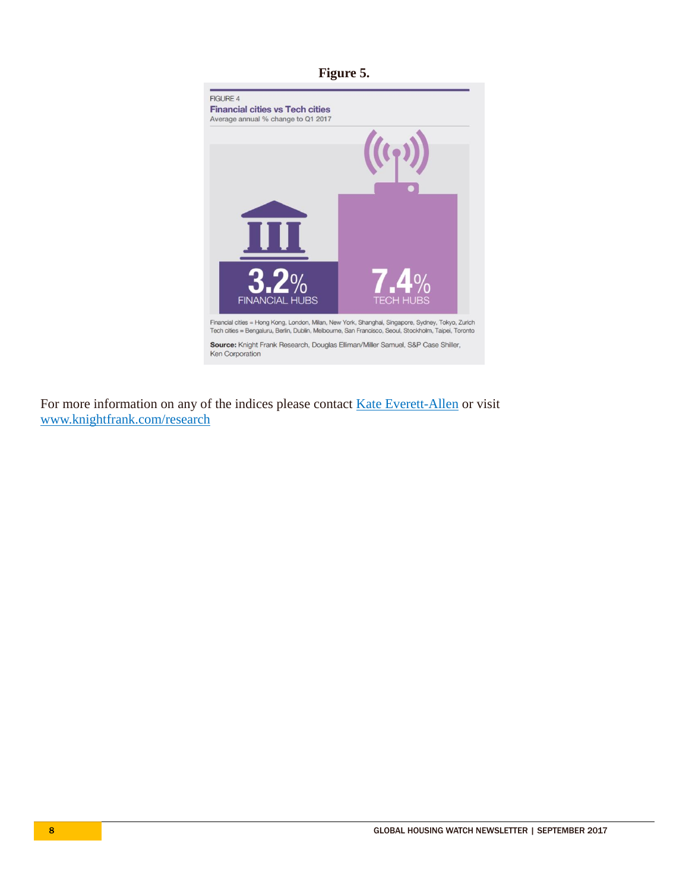**Figure 5.**

FIGURE 4

**Financial cities vs Tech cities**

Average annual % change to Q1 2017

**3.2%** FINANCIAL HUBS

**7.4%** TECH HUBS

Financial cities = Hong Kong, London, Milan, New York, Shanghai, Singapore, Sydney, Tokyo, Zurich
Tech cities = Bengaluru, Berlin, Dublin, Melbourne, San Francisco, Seoul, Stockholm, Taipei, Toronto

**Source:** Knight Frank Research, Douglas Elliman/Miller Samuel, S&P Case Shiller, Ken Corporation

For more information on any of the indices please contact [Kate Everett-Allen]() or visit [www.knightfrank.com/research](www.knightfrank.com/research)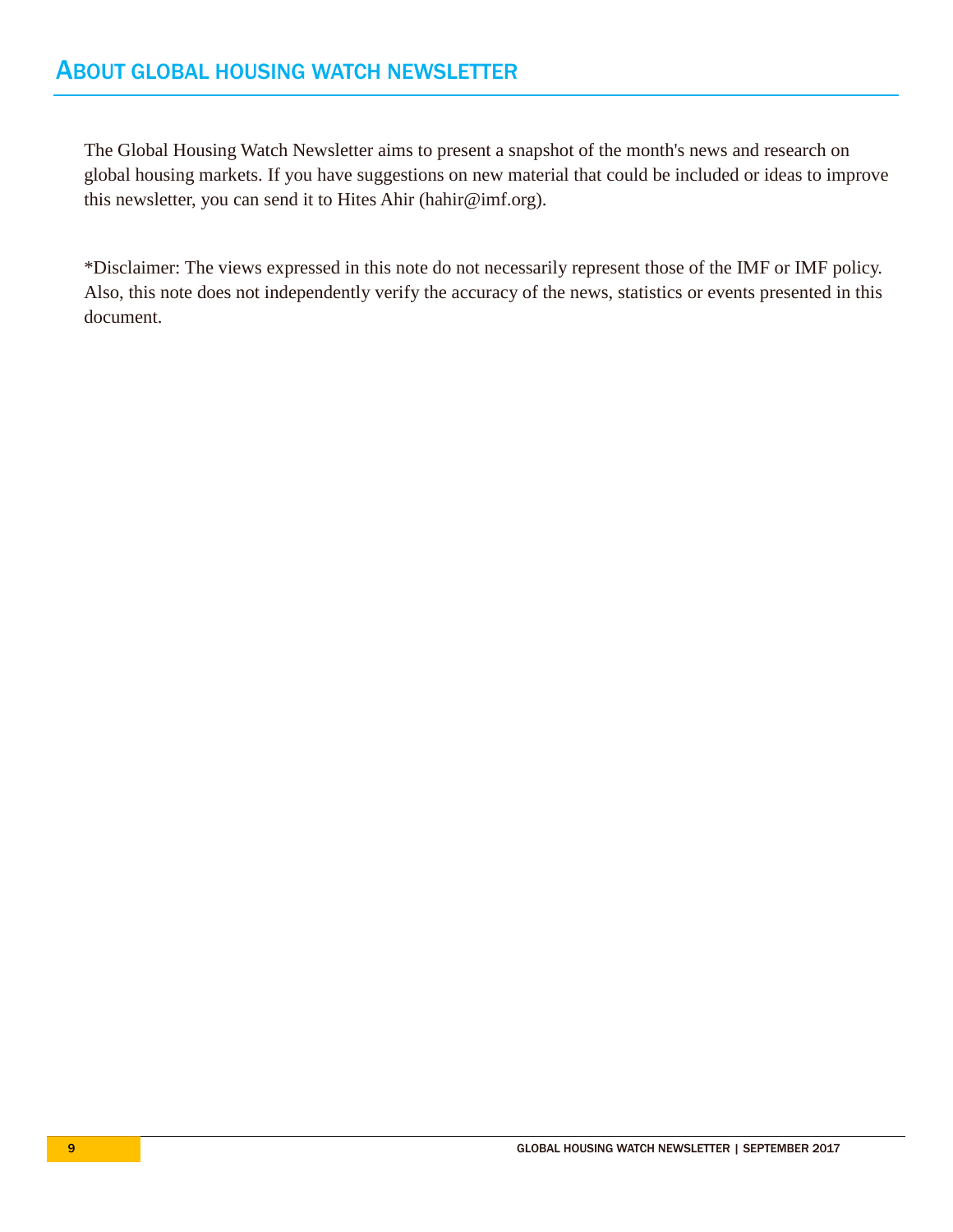## About Global Housing Watch Newsletter

The Global Housing Watch Newsletter aims to present a snapshot of the month's news and research on global housing markets. If you have suggestions on new material that could be included or ideas to improve this newsletter, you can send it to Hites Ahir (hahir@imf.org).

*Disclaimer: The views expressed in this note do not necessarily represent those of the IMF or IMF policy. Also, this note does not independently verify the accuracy of the news, statistics or events presented in this document.